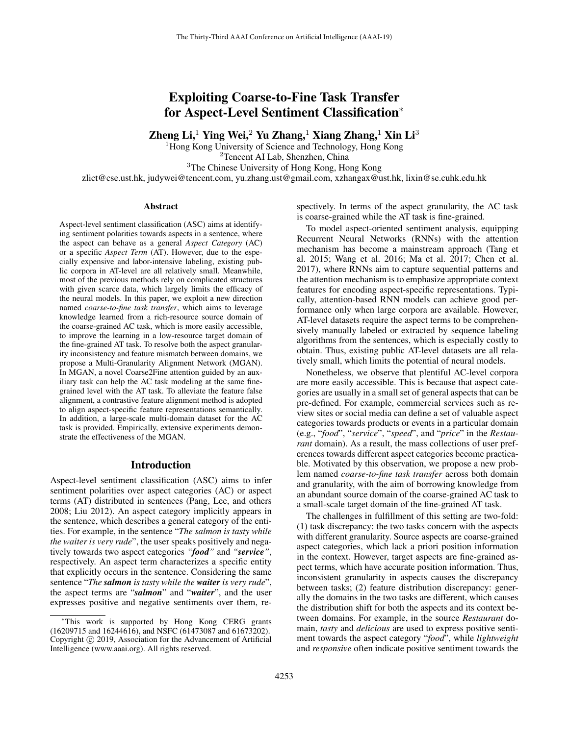# Exploiting Coarse-to-Fine Task Transfer for Aspect-Level Sentiment Classification*

**Zheng Li,[1] Ying Wei,[2] Yu Zhang,[1] Xiang Zhang,[1] Xin Li[3]**

[1]Hong Kong University of Science and Technology, Hong Kong
[2]Tencent AI Lab, Shenzhen, China
[3]The Chinese University of Hong Kong, Hong Kong

zlict@cse.ust.hk, judywei@tencent.com, yu.zhang.ust@gmail.com, xzhangax@ust.hk, lixin@se.cuhk.edu.hk

## Abstract

Aspect-level sentiment classification (ASC) aims at identifying sentiment polarities towards aspects in a sentence, where the aspect can behave as a general *Aspect Category* (AC) or a specific *Aspect Term* (AT). However, due to the especially expensive and labor-intensive labeling, existing public corpora in AT-level are all relatively small. Meanwhile, most of the previous methods rely on complicated structures with given scarce data, which largely limits the efficacy of the neural models. In this paper, we exploit a new direction named *coarse-to-fine task transfer*, which aims to leverage knowledge learned from a rich-resource source domain of the coarse-grained AC task, which is more easily accessible, to improve the learning in a low-resource target domain of the fine-grained AT task. To resolve both the aspect granularity inconsistency and feature mismatch between domains, we propose a Multi-Granularity Alignment Network (MGAN). In MGAN, a novel Coarse2Fine attention guided by an auxiliary task can help the AC task modeling at the same fine-grained level with the AT task. To alleviate the feature false alignment, a contrastive feature alignment method is adopted to align aspect-specific feature representations semantically. In addition, a large-scale multi-domain dataset for the AC task is provided. Empirically, extensive experiments demonstrate the effectiveness of the MGAN.

## Introduction

Aspect-level sentiment classification (ASC) aims to infer sentiment polarities over aspect categories (AC) or aspect terms (AT) distributed in sentences (Pang, Lee, and others 2008; Liu 2012). An aspect category implicitly appears in the sentence, which describes a general category of the entities. For example, in the sentence "*The salmon is tasty while the waiter is very rude*", the user speaks positively and negatively towards two aspect categories *"**food**"* and *"**service**"*, respectively. An aspect term characterizes a specific entity that explicitly occurs in the sentence. Considering the same sentence "*The **salmon** is tasty while the **waiter** is very rude*", the aspect terms are "***salmon***" and "***waiter***", and the user expresses positive and negative sentiments over them, respectively. In terms of the aspect granularity, the AC task is coarse-grained while the AT task is fine-grained.

To model aspect-oriented sentiment analysis, equipping Recurrent Neural Networks (RNNs) with the attention mechanism has become a mainstream approach (Tang et al. 2015; Wang et al. 2016; Ma et al. 2017; Chen et al. 2017), where RNNs aim to capture sequential patterns and the attention mechanism is to emphasize appropriate context features for encoding aspect-specific representations. Typically, attention-based RNN models can achieve good performance only when large corpora are available. However, AT-level datasets require the aspect terms to be comprehensively manually labeled or extracted by sequence labeling algorithms from the sentences, which is especially costly to obtain. Thus, existing public AT-level datasets are all relatively small, which limits the potential of neural models.

Nonetheless, we observe that plentiful AC-level corpora are more easily accessible. This is because that aspect categories are usually in a small set of general aspects that can be pre-defined. For example, commercial services such as review sites or social media can define a set of valuable aspect categories towards products or events in a particular domain (e.g., "*food*", "*service*", "*speed*", and "*price*" in the *Restaurant* domain). As a result, the mass collections of user preferences towards different aspect categories become practicable. Motivated by this observation, we propose a new problem named *coarse-to-fine task transfer* across both domain and granularity, with the aim of borrowing knowledge from an abundant source domain of the coarse-grained AC task to a small-scale target domain of the fine-grained AT task.

The challenges in fulfillment of this setting are two-fold: (1) task discrepancy: the two tasks concern with the aspects with different granularity. Source aspects are coarse-grained aspect categories, which lack a priori position information in the context. However, target aspects are fine-grained aspect terms, which have accurate position information. Thus, inconsistent granularity in aspects causes the discrepancy between tasks; (2) feature distribution discrepancy: generally the domains in the two tasks are different, which causes the distribution shift for both the aspects and its context between domains. For example, in the source *Restaurant* domain, *tasty* and *delicious* are used to express positive sentiment towards the aspect category "*food*", while *lightweight* and *responsive* often indicate positive sentiment towards the

---

*This work is supported by Hong Kong CERG grants (16209715 and 16244616), and NSFC (61473087 and 61673202). Copyright © 2019, Association for the Advancement of Artificial Intelligence (www.aaai.org). All rights reserved.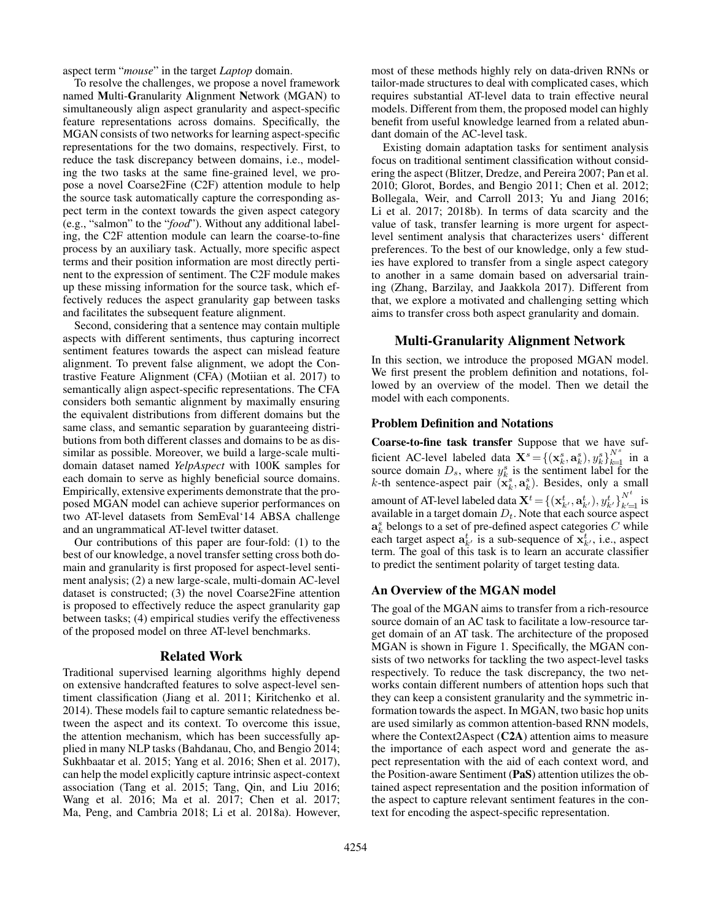aspect term "*mouse*" in the target *Laptop* domain.

To resolve the challenges, we propose a novel framework named **M**ulti-**G**ranularity **A**lignment **N**etwork (MGAN) to simultaneously align aspect granularity and aspect-specific feature representations across domains. Specifically, the MGAN consists of two networks for learning aspect-specific representations for the two domains, respectively. First, to reduce the task discrepancy between domains, i.e., modeling the two tasks at the same fine-grained level, we propose a novel Coarse2Fine (C2F) attention module to help the source task automatically capture the corresponding aspect term in the context towards the given aspect category (e.g., "salmon" to the "*food*"). Without any additional labeling, the C2F attention module can learn the coarse-to-fine process by an auxiliary task. Actually, more specific aspect terms and their position information are most directly pertinent to the expression of sentiment. The C2F module makes up these missing information for the source task, which effectively reduces the aspect granularity gap between tasks and facilitates the subsequent feature alignment.

Second, considering that a sentence may contain multiple aspects with different sentiments, thus capturing incorrect sentiment features towards the aspect can mislead feature alignment. To prevent false alignment, we adopt the Contrastive Feature Alignment (CFA) (Motiian et al. 2017) to semantically align aspect-specific representations. The CFA considers both semantic alignment by maximally ensuring the equivalent distributions from different domains but the same class, and semantic separation by guaranteeing distributions from both different classes and domains to be as dissimilar as possible. Moreover, we build a large-scale multi-domain dataset named *YelpAspect* with 100K samples for each domain to serve as highly beneficial source domains. Empirically, extensive experiments demonstrate that the proposed MGAN model can achieve superior performances on two AT-level datasets from SemEval'14 ABSA challenge and an ungrammatical AT-level twitter dataset.

Our contributions of this paper are four-fold: (1) to the best of our knowledge, a novel transfer setting cross both domain and granularity is first proposed for aspect-level sentiment analysis; (2) a new large-scale, multi-domain AC-level dataset is constructed; (3) the novel Coarse2Fine attention is proposed to effectively reduce the aspect granularity gap between tasks; (4) empirical studies verify the effectiveness of the proposed model on three AT-level benchmarks.

## Related Work

Traditional supervised learning algorithms highly depend on extensive handcrafted features to solve aspect-level sentiment classification (Jiang et al. 2011; Kiritchenko et al. 2014). These models fail to capture semantic relatedness between the aspect and its context. To overcome this issue, the attention mechanism, which has been successfully applied in many NLP tasks (Bahdanau, Cho, and Bengio 2014; Sukhbaatar et al. 2015; Yang et al. 2016; Shen et al. 2017), can help the model explicitly capture intrinsic aspect-context association (Tang et al. 2015; Tang, Qin, and Liu 2016; Wang et al. 2016; Ma et al. 2017; Chen et al. 2017; Ma, Peng, and Cambria 2018; Li et al. 2018a). However, most of these methods highly rely on data-driven RNNs or tailor-made structures to deal with complicated cases, which requires substantial AT-level data to train effective neural models. Different from them, the proposed model can highly benefit from useful knowledge learned from a related abundant domain of the AC-level task.

Existing domain adaptation tasks for sentiment analysis focus on traditional sentiment classification without considering the aspect (Blitzer, Dredze, and Pereira 2007; Pan et al. 2010; Glorot, Bordes, and Bengio 2011; Chen et al. 2012; Bollegala, Weir, and Carroll 2013; Yu and Jiang 2016; Li et al. 2017; 2018b). In terms of data scarcity and the value of task, transfer learning is more urgent for aspect-level sentiment analysis that characterizes users' different preferences. To the best of our knowledge, only a few studies have explored to transfer from a single aspect category to another in a same domain based on adversarial training (Zhang, Barzilay, and Jaakkola 2017). Different from that, we explore a motivated and challenging setting which aims to transfer cross both aspect granularity and domain.

## Multi-Granularity Alignment Network

In this section, we introduce the proposed MGAN model. We first present the problem definition and notations, followed by an overview of the model. Then we detail the model with each components.

### Problem Definition and Notations

**Coarse-to-fine task transfer** Suppose that we have sufficient AC-level labeled data $\mathbf{X}^s = \{(\mathbf{x}_k^s, \mathbf{a}_k^s), y_k^s\}_{k=1}^{N^s}$ in a source domain $D_s$, where $y_k^s$ is the sentiment label for the $k$-th sentence-aspect pair $(\mathbf{x}_k^s, \mathbf{a}_k^s)$. Besides, only a small amount of AT-level labeled data $\mathbf{X}^t = \{(\mathbf{x}_{k'}^t, \mathbf{a}_{k'}^t), y_{k'}^t\}_{k'=1}^{N^t}$ is available in a target domain $D_t$. Note that each source aspect $\mathbf{a}_k^s$ belongs to a set of pre-defined aspect categories $C$ while each target aspect $\mathbf{a}_{k'}^t$ is a sub-sequence of $\mathbf{x}_{k'}^t$, i.e., aspect term. The goal of this task is to learn an accurate classifier to predict the sentiment polarity of target testing data.

### An Overview of the MGAN model

The goal of the MGAN aims to transfer from a rich-resource source domain of an AC task to facilitate a low-resource target domain of an AT task. The architecture of the proposed MGAN is shown in Figure 1. Specifically, the MGAN consists of two networks for tackling the two aspect-level tasks respectively. To reduce the task discrepancy, the two networks contain different numbers of attention hops such that they can keep a consistent granularity and the symmetric information towards the aspect. In MGAN, two basic hop units are used similarly as common attention-based RNN models, where the Context2Aspect (**C2A**) attention aims to measure the importance of each aspect word and generate the aspect representation with the aid of each context word, and the Position-aware Sentiment (**PaS**) attention utilizes the obtained aspect representation and the position information of the aspect to capture relevant sentiment features in the context for encoding the aspect-specific representation.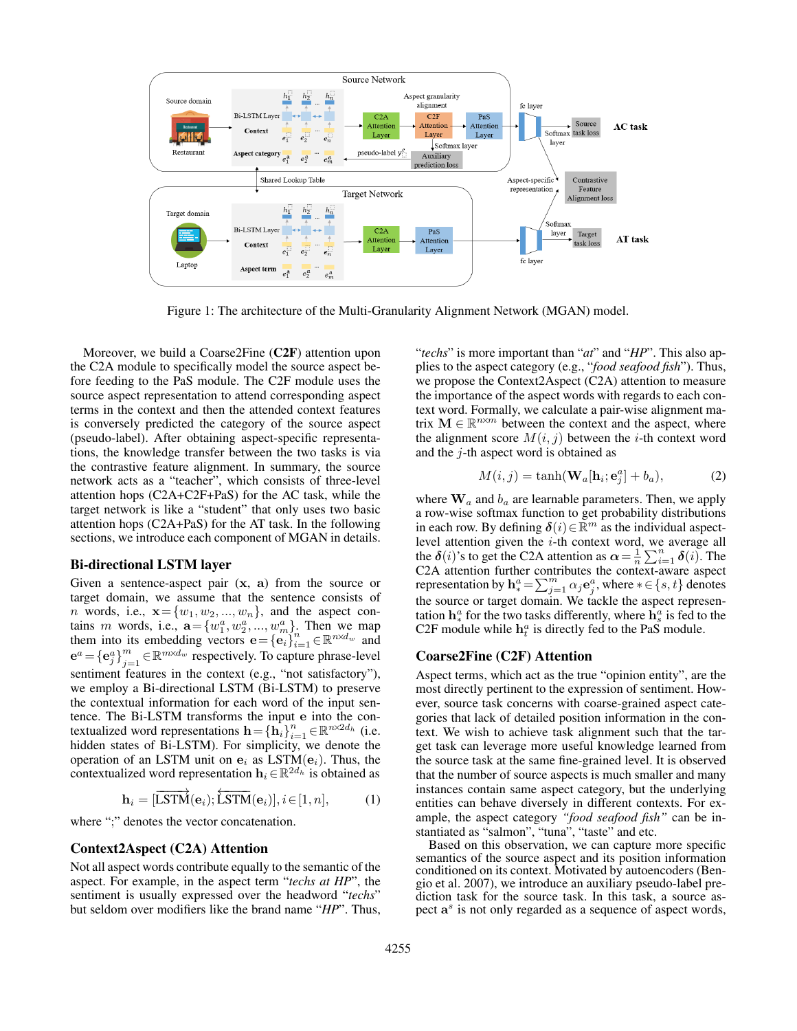Figure 1: The architecture of the Multi-Granularity Alignment Network (MGAN) model.

Moreover, we build a Coarse2Fine (**C2F**) attention upon the C2A module to specifically model the source aspect before feeding to the PaS module. The C2F module uses the source aspect representation to attend corresponding aspect terms in the context and then the attended context features is conversely predicted the category of the source aspect (pseudo-label). After obtaining aspect-specific representations, the knowledge transfer between the two tasks is via the contrastive feature alignment. In summary, the source network acts as a "teacher", which consists of three-level attention hops (C2A+C2F+PaS) for the AC task, while the target network is like a "student" that only uses two basic attention hops (C2A+PaS) for the AT task. In the following sections, we introduce each component of MGAN in details.

## Bi-directional LSTM layer

Given a sentence-aspect pair ($\mathbf{x}$, $\mathbf{a}$) from the source or target domain, we assume that the sentence consists of $n$ words, i.e., $\mathbf{x} = \{w_1, w_2, ..., w_n\}$, and the aspect contains $m$ words, i.e., $\mathbf{a} = \{w_1^a, w_2^a, ..., w_m^a\}$. Then we map them into its embedding vectors $\mathbf{e} = \{\mathbf{e}_i\}_{i=1}^n \in \mathbb{R}^{n \times d_w}$ and $\mathbf{e}^a = \{\mathbf{e}_j^a\}_{j=1}^m \in \mathbb{R}^{m \times d_w}$ respectively. To capture phrase-level sentiment features in the context (e.g., "not satisfactory"), we employ a Bi-directional LSTM (Bi-LSTM) to preserve the contextual information for each word of the input sentence. The Bi-LSTM transforms the input $\mathbf{e}$ into the contextualized word representations $\mathbf{h} = \{\mathbf{h}_i\}_{i=1}^n \in \mathbb{R}^{n \times 2d_h}$ (i.e. hidden states of Bi-LSTM). For simplicity, we denote the operation of an LSTM unit on $\mathbf{e}_i$ as LSTM($\mathbf{e}_i$). Thus, the contextualized word representation $\mathbf{h}_i \in \mathbb{R}^{2d_h}$ is obtained as

$$\mathbf{h}_i = [\overrightarrow{\text{LSTM}}(\mathbf{e}_i); \overleftarrow{\text{LSTM}}(\mathbf{e}_i)], i \in [1, n], \tag{1}$$

where ";" denotes the vector concatenation.

## Context2Aspect (C2A) Attention

Not all aspect words contribute equally to the semantic of the aspect. For example, in the aspect term "*techs at HP*", the sentiment is usually expressed over the headword "*techs*" but seldom over modifiers like the brand name "*HP*". Thus, "*techs*" is more important than "*at*" and "*HP*". This also applies to the aspect category (e.g., "*food seafood fish*"). Thus, we propose the Context2Aspect (C2A) attention to measure the importance of the aspect words with regards to each context word. Formally, we calculate a pair-wise alignment matrix $\mathbf{M} \in \mathbb{R}^{n \times m}$ between the context and the aspect, where the alignment score $M(i, j)$ between the $i$-th context word and the $j$-th aspect word is obtained as

$$M(i, j) = \tanh(\mathbf{W}_a[\mathbf{h}_i; \mathbf{e}_j^a] + b_a), \tag{2}$$

where $\mathbf{W}_a$ and $b_a$ are learnable parameters. Then, we apply a row-wise softmax function to get probability distributions in each row. By defining $\boldsymbol{\delta}(i) \in \mathbb{R}^m$ as the individual aspect-level attention given the $i$-th context word, we average all the $\boldsymbol{\delta}(i)$'s to get the C2A attention as $\boldsymbol{\alpha} = \frac{1}{n}\sum_{i=1}^n \boldsymbol{\delta}(i)$. The C2A attention further contributes the context-aware aspect representation by $\mathbf{h}_*^a = \sum_{j=1}^m \alpha_j \mathbf{e}_j^a$, where $* \in \{s, t\}$ denotes the source or target domain. We tackle the aspect representation $\mathbf{h}_*^a$ for the two tasks differently, where $\mathbf{h}_s^a$ is fed to the C2F module while $\mathbf{h}_t^a$ is directly fed to the PaS module.

## Coarse2Fine (C2F) Attention

Aspect terms, which act as the true "opinion entity", are the most directly pertinent to the expression of sentiment. However, source task concerns with coarse-grained aspect categories that lack of detailed position information in the context. We wish to achieve task alignment such that the target task can leverage more useful knowledge learned from the source task at the same fine-grained level. It is observed that the number of source aspects is much smaller and many instances contain same aspect category, but the underlying entities can behave diversely in different contexts. For example, the aspect category *"food seafood fish"* can be instantiated as "salmon", "tuna", "taste" and etc.

Based on this observation, we can capture more specific semantics of the source aspect and its position information conditioned on its context. Motivated by autoencoders (Bengio et al. 2007), we introduce an auxiliary pseudo-label prediction task for the source task. In this task, a source aspect $\mathbf{a}^s$ is not only regarded as a sequence of aspect words,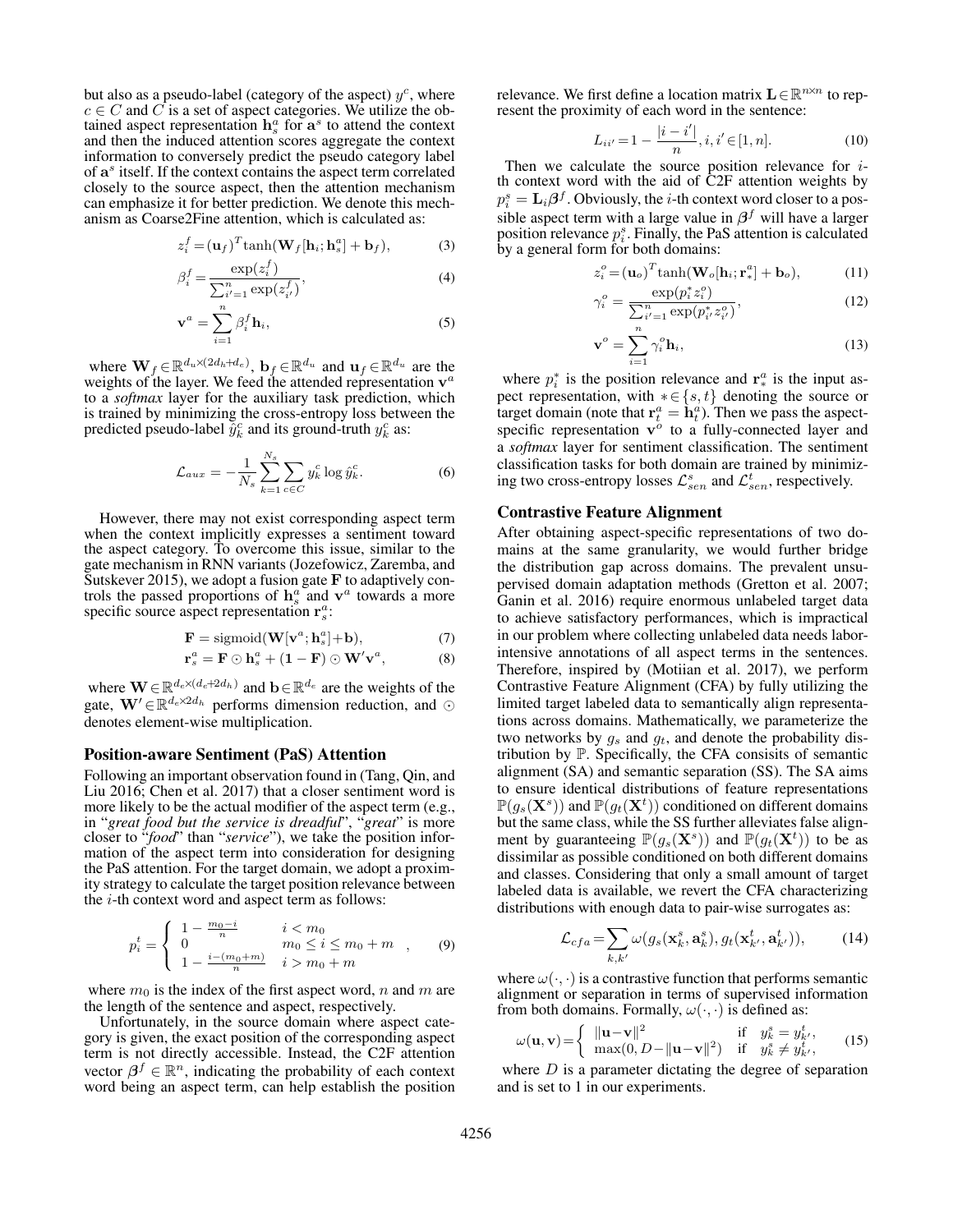but also as a pseudo-label (category of the aspect) $y^c$, where $c \in C$ and $C$ is a set of aspect categories. We utilize the obtained aspect representation $\mathbf{h}_s^a$ for $\mathbf{a}^s$ to attend the context and then the induced attention scores aggregate the context information to conversely predict the pseudo category label of $\mathbf{a}^s$ itself. If the context contains the aspect term correlated closely to the source aspect, then the attention mechanism can emphasize it for better prediction. We denote this mechanism as Coarse2Fine attention, which is calculated as:

$$z_i^f = (\mathbf{u}_f)^T \tanh(\mathbf{W}_f[\mathbf{h}_i; \mathbf{h}_s^a] + \mathbf{b}_f), \tag{3}$$

$$\beta_i^f = \frac{\exp(z_i^f)}{\sum_{i'=1}^n \exp(z_{i'}^f)}, \tag{4}$$

$$\mathbf{v}^a = \sum_{i=1}^n \beta_i^f \mathbf{h}_i, \tag{5}$$

where $\mathbf{W}_f \in \mathbb{R}^{d_u \times (2d_h + d_e)}$, $\mathbf{b}_f \in \mathbb{R}^{d_u}$ and $\mathbf{u}_f \in \mathbb{R}^{d_u}$ are the weights of the layer. We feed the attended representation $\mathbf{v}^a$ to a *softmax* layer for the auxiliary task prediction, which is trained by minimizing the cross-entropy loss between the predicted pseudo-label $\hat{y}_k^c$ and its ground-truth $y_k^c$ as:

$$\mathcal{L}_{aux} = -\frac{1}{N_s} \sum_{k=1}^{N_s} \sum_{c \in C} y_k^c \log \hat{y}_k^c. \tag{6}$$

However, there may not exist corresponding aspect term when the context implicitly expresses a sentiment toward the aspect category. To overcome this issue, similar to the gate mechanism in RNN variants (Jozefowicz, Zaremba, and Sutskever 2015), we adopt a fusion gate $\mathbf{F}$ to adaptively controls the passed proportions of $\mathbf{h}_s^a$ and $\mathbf{v}^a$ towards a more specific source aspect representation $\mathbf{r}_s^a$:

$$\mathbf{F} = \text{sigmoid}(\mathbf{W}[\mathbf{v}^a; \mathbf{h}_s^a] + \mathbf{b}), \tag{7}$$

$$\mathbf{r}_s^a = \mathbf{F} \odot \mathbf{h}_s^a + (\mathbf{1} - \mathbf{F}) \odot \mathbf{W}' \mathbf{v}^a, \tag{8}$$

where $\mathbf{W} \in \mathbb{R}^{d_e \times (d_e + 2d_h)}$ and $\mathbf{b} \in \mathbb{R}^{d_e}$ are the weights of the gate, $\mathbf{W}' \in \mathbb{R}^{d_e \times 2d_h}$ performs dimension reduction, and $\odot$ denotes element-wise multiplication.

## Position-aware Sentiment (PaS) Attention

Following an important observation found in (Tang, Qin, and Liu 2016; Chen et al. 2017) that a closer sentiment word is more likely to be the actual modifier of the aspect term (e.g., in "*great food but the service is dreadful*", "*great*" is more closer to "*food*" than "*service*"), we take the position information of the aspect term into consideration for designing the PaS attention. For the target domain, we adopt a proximity strategy to calculate the target position relevance between the $i$-th context word and aspect term as follows:

$$p_i^t = \begin{cases} 1 - \frac{m_0 - i}{n} & i < m_0 \\ 0 & m_0 \leq i \leq m_0 + m \\ 1 - \frac{i - (m_0 + m)}{n} & i > m_0 + m \end{cases}, \tag{9}$$

where $m_0$ is the index of the first aspect word, $n$ and $m$ are the length of the sentence and aspect, respectively.

Unfortunately, in the source domain where aspect category is given, the exact position of the corresponding aspect term is not directly accessible. Instead, the C2F attention vector $\boldsymbol{\beta}^f \in \mathbb{R}^n$, indicating the probability of each context word being an aspect term, can help establish the position relevance. We first define a location matrix $\mathbf{L} \in \mathbb{R}^{n \times n}$ to represent the proximity of each word in the sentence:

$$L_{ii'} = 1 - \frac{|i - i'|}{n}, i, i' \in [1, n]. \tag{10}$$

Then we calculate the source position relevance for $i$-th context word with the aid of C2F attention weights by $p_i^s = \mathbf{L}_i \boldsymbol{\beta}^f$. Obviously, the $i$-th context word closer to a possible aspect term with a large value in $\boldsymbol{\beta}^f$ will have a larger position relevance $p_i^s$. Finally, the PaS attention is calculated by a general form for both domains:

$$z_i^o = (\mathbf{u}_o)^T \tanh(\mathbf{W}_o[\mathbf{h}_i; \mathbf{r}_*^a] + \mathbf{b}_o), \tag{11}$$

$$\gamma_i^o = \frac{\exp(p_i^* z_i^o)}{\sum_{i'=1}^n \exp(p_{i'}^* z_{i'}^o)}, \tag{12}$$

$$\mathbf{v}^o = \sum_{i=1}^n \gamma_i^o \mathbf{h}_i, \tag{13}$$

where $p_i^*$ is the position relevance and $\mathbf{r}_*^a$ is the input aspect representation, with $* \in \{s, t\}$ denoting the source or target domain (note that $\mathbf{r}_t^a = \mathbf{h}_t^a$). Then we pass the aspect-specific representation $\mathbf{v}^o$ to a fully-connected layer and a *softmax* layer for sentiment classification. The sentiment classification tasks for both domain are trained by minimizing two cross-entropy losses $\mathcal{L}_{sen}^s$ and $\mathcal{L}_{sen}^t$, respectively.

## Contrastive Feature Alignment

After obtaining aspect-specific representations of two domains at the same granularity, we would further bridge the distribution gap across domains. The prevalent unsupervised domain adaptation methods (Gretton et al. 2007; Ganin et al. 2016) require enormous unlabeled target data to achieve satisfactory performances, which is impractical in our problem where collecting unlabeled data needs labor-intensive annotations of all aspect terms in the sentences. Therefore, inspired by (Motiian et al. 2017), we perform Contrastive Feature Alignment (CFA) by fully utilizing the limited target labeled data to semantically align representations across domains. Mathematically, we parameterize the two networks by $g_s$ and $g_t$, and denote the probability distribution by $\mathbb{P}$. Specifically, the CFA consisits of semantic alignment (SA) and semantic separation (SS). The SA aims to ensure identical distributions of feature representations $\mathbb{P}(g_s(\mathbf{X}^s))$ and $\mathbb{P}(g_t(\mathbf{X}^t))$ conditioned on different domains but the same class, while the SS further alleviates false alignment by guaranteeing $\mathbb{P}(g_s(\mathbf{X}^s))$ and $\mathbb{P}(g_t(\mathbf{X}^t))$ to be as dissimilar as possible conditioned on both different domains and classes. Considering that only a small amount of target labeled data is available, we revert the CFA characterizing distributions with enough data to pair-wise surrogates as:

$$\mathcal{L}_{cfa} = \sum_{k,k'} \omega(g_s(\mathbf{x}_k^s, \mathbf{a}_k^s), g_t(\mathbf{x}_{k'}^t, \mathbf{a}_{k'}^t)), \tag{14}$$

where $\omega(\cdot, \cdot)$ is a contrastive function that performs semantic alignment or separation in terms of supervised information from both domains. Formally, $\omega(\cdot, \cdot)$ is defined as:

$$\omega(\mathbf{u}, \mathbf{v}) = \begin{cases} \|\mathbf{u} - \mathbf{v}\|^2 & \text{if} \quad y_k^s = y_{k'}^t, \\ \max(0, D - \|\mathbf{u} - \mathbf{v}\|^2) & \text{if} \quad y_k^s \neq y_{k'}^t, \end{cases} \tag{15}$$

where $D$ is a parameter dictating the degree of separation and is set to 1 in our experiments.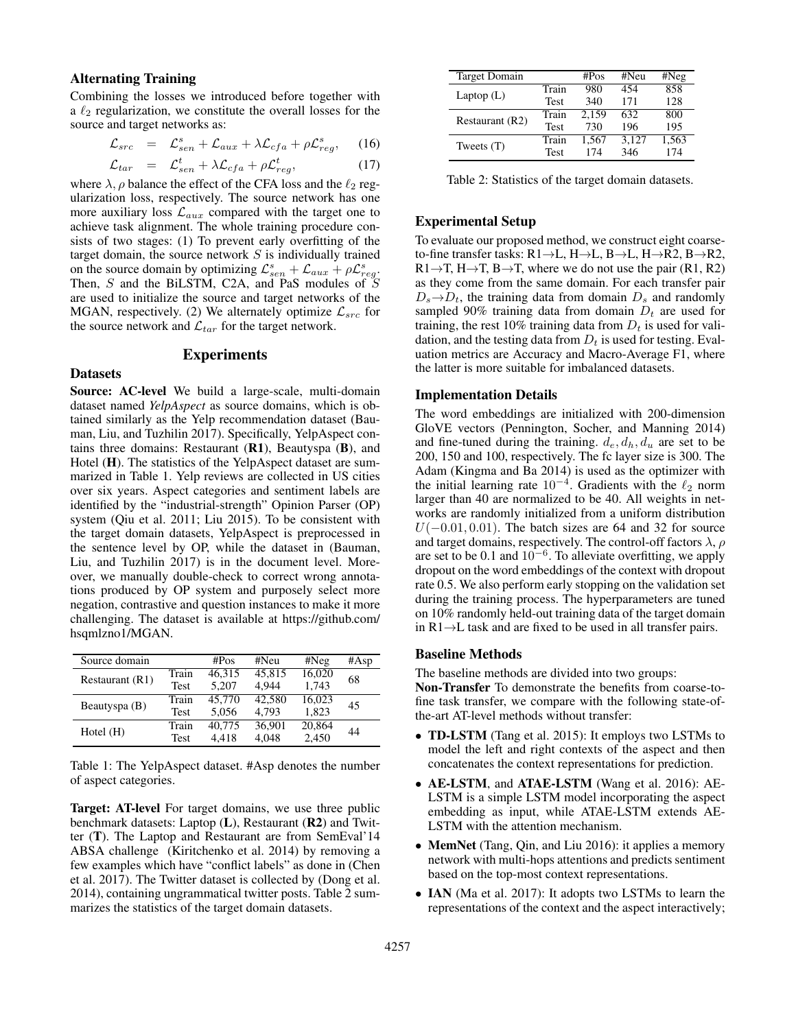### Alternating Training

Combining the losses we introduced before together with a $\ell_2$ regularization, we constitute the overall losses for the source and target networks as:

$$\mathcal{L}_{src} = \mathcal{L}^s_{sen} + \mathcal{L}_{aux} + \lambda \mathcal{L}_{cfa} + \rho \mathcal{L}^s_{reg}, \quad (16)$$

$$\mathcal{L}_{tar} = \mathcal{L}^t_{sen} + \lambda \mathcal{L}_{cfa} + \rho \mathcal{L}^t_{reg}, \quad (17)$$

where $\lambda, \rho$ balance the effect of the CFA loss and the $\ell_2$ regularization loss, respectively. The source network has one more auxiliary loss $\mathcal{L}_{aux}$ compared with the target one to achieve task alignment. The whole training procedure consists of two stages: (1) To prevent early overfitting of the target domain, the source network $S$ is individually trained on the source domain by optimizing $\mathcal{L}^s_{sen} + \mathcal{L}_{aux} + \rho \mathcal{L}^s_{reg}$. Then, $S$ and the BiLSTM, C2A, and PaS modules of $S$ are used to initialize the source and target networks of the MGAN, respectively. (2) We alternately optimize $\mathcal{L}_{src}$ for the source network and $\mathcal{L}_{tar}$ for the target network.

## Experiments

### Datasets

**Source: AC-level** We build a large-scale, multi-domain dataset named *YelpAspect* as source domains, which is obtained similarly as the Yelp recommendation dataset (Bauman, Liu, and Tuzhilin 2017). Specifically, YelpAspect contains three domains: Restaurant (**R1**), Beautyspa (**B**), and Hotel (**H**). The statistics of the YelpAspect dataset are summarized in Table 1. Yelp reviews are collected in US cities over six years. Aspect categories and sentiment labels are identified by the "industrial-strength" Opinion Parser (OP) system (Qiu et al. 2011; Liu 2015). To be consistent with the target domain datasets, YelpAspect is preprocessed in the sentence level by OP, while the dataset in (Bauman, Liu, and Tuzhilin 2017) is in the document level. Moreover, we manually double-check to correct wrong annotations produced by OP system and purposely select more negation, contrastive and question instances to make it more challenging. The dataset is available at https://github.com/hsqmlzno1/MGAN.

| Source domain | | #Pos | #Neu | #Neg | #Asp |
|---|---|---|---|---|---|
| Restaurant (R1) | Train | 46,315 | 45,815 | 16,020 | 68 |
| | Test | 5,207 | 4,944 | 1,743 | |
| Beautyspa (B) | Train | 45,770 | 42,580 | 16,023 | 45 |
| | Test | 5,056 | 4,793 | 1,823 | |
| Hotel (H) | Train | 40,775 | 36,901 | 20,864 | 44 |
| | Test | 4,418 | 4,048 | 2,450 | |

Table 1: The YelpAspect dataset. #Asp denotes the number of aspect categories.

**Target: AT-level** For target domains, we use three public benchmark datasets: Laptop (**L**), Restaurant (**R2**) and Twitter (**T**). The Laptop and Restaurant are from SemEval'14 ABSA challenge (Kiritchenko et al. 2014) by removing a few examples which have "conflict labels" as done in (Chen et al. 2017). The Twitter dataset is collected by (Dong et al. 2014), containing ungrammatical twitter posts. Table 2 summarizes the statistics of the target domain datasets.

| Target Domain | | #Pos | #Neu | #Neg |
|---|---|---|---|---|
| Laptop (L) | Train | 980 | 454 | 858 |
| | Test | 340 | 171 | 128 |
| Restaurant (R2) | Train | 2,159 | 632 | 800 |
| | Test | 730 | 196 | 195 |
| Tweets (T) | Train | 1,567 | 3,127 | 1,563 |
| | Test | 174 | 346 | 174 |

Table 2: Statistics of the target domain datasets.

### Experimental Setup

To evaluate our proposed method, we construct eight coarse-to-fine transfer tasks: R1→L, H→L, B→L, H→R2, B→R2, R1→T, H→T, B→T, where we do not use the pair (R1, R2) as they come from the same domain. For each transfer pair $D_s \rightarrow D_t$, the training data from domain $D_s$ and randomly sampled 90% training data from domain $D_t$ are used for training, the rest 10% training data from $D_t$ is used for validation, and the testing data from $D_t$ is used for testing. Evaluation metrics are Accuracy and Macro-Average F1, where the latter is more suitable for imbalanced datasets.

### Implementation Details

The word embeddings are initialized with 200-dimension GloVE vectors (Pennington, Socher, and Manning 2014) and fine-tuned during the training. $d_e, d_h, d_u$ are set to be 200, 150 and 100, respectively. The fc layer size is 300. The Adam (Kingma and Ba 2014) is used as the optimizer with the initial learning rate $10^{-4}$. Gradients with the $\ell_2$ norm larger than 40 are normalized to be 40. All weights in networks are randomly initialized from a uniform distribution $U(-0.01, 0.01)$. The batch sizes are 64 and 32 for source and target domains, respectively. The control-off factors $\lambda, \rho$ are set to be 0.1 and $10^{-6}$. To alleviate overfitting, we apply dropout on the word embeddings of the context with dropout rate 0.5. We also perform early stopping on the validation set during the training process. The hyperparameters are tuned on 10% randomly held-out training data of the target domain in R1→L task and are fixed to be used in all transfer pairs.

### Baseline Methods

The baseline methods are divided into two groups:

**Non-Transfer** To demonstrate the benefits from coarse-to-fine task transfer, we compare with the following state-of-the-art AT-level methods without transfer:

- **TD-LSTM** (Tang et al. 2015): It employs two LSTMs to model the left and right contexts of the aspect and then concatenates the context representations for prediction.
- **AE-LSTM**, and **ATAE-LSTM** (Wang et al. 2016): AE-LSTM is a simple LSTM model incorporating the aspect embedding as input, while ATAE-LSTM extends AE-LSTM with the attention mechanism.
- **MemNet** (Tang, Qin, and Liu 2016): it applies a memory network with multi-hops attentions and predicts sentiment based on the top-most context representations.
- **IAN** (Ma et al. 2017): It adopts two LSTMs to learn the representations of the context and the aspect interactively;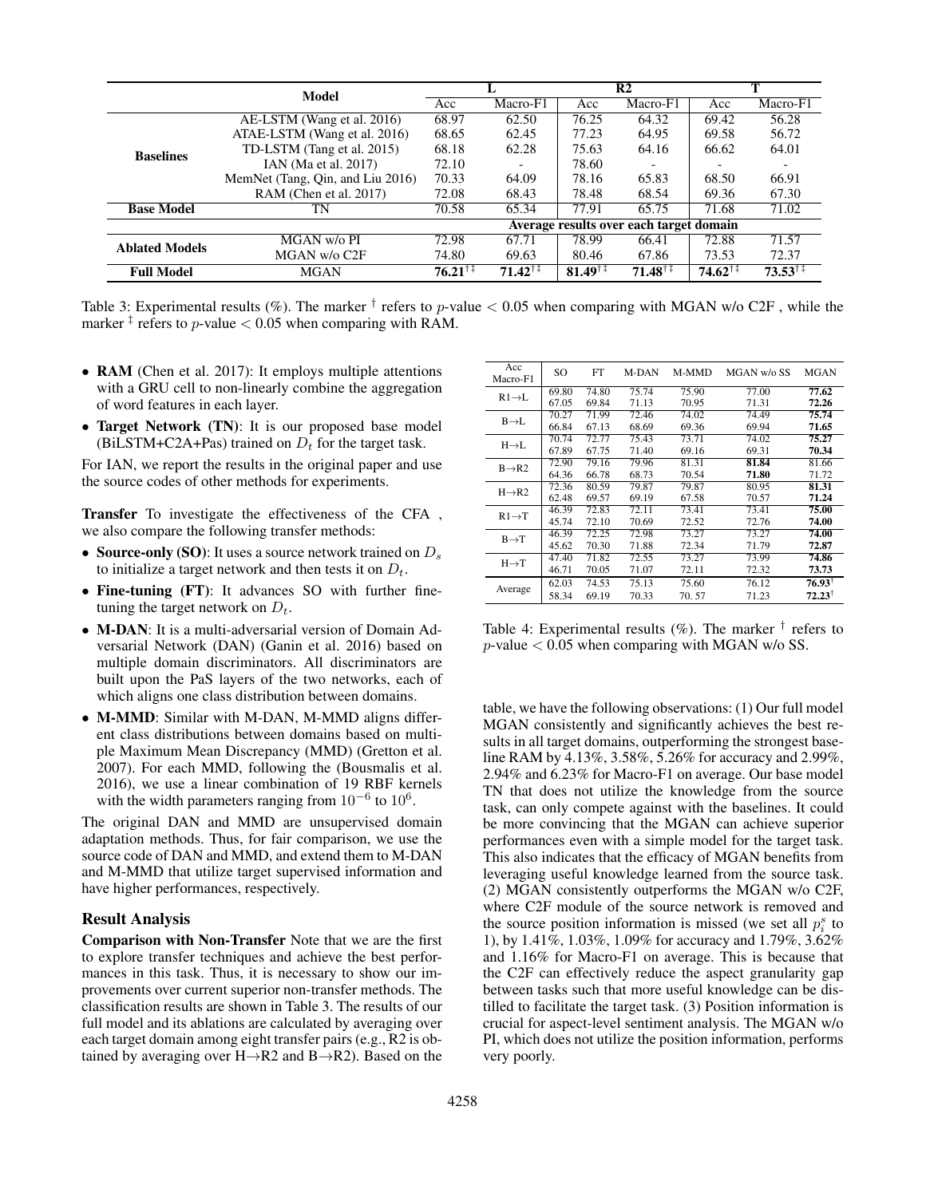| Model | | L | | R2 | | T | |
|---|---|---|---|---|---|---|---|
| | | Acc | Macro-F1 | Acc | Macro-F1 | Acc | Macro-F1 |
| Baselines | AE-LSTM (Wang et al. 2016) | 68.97 | 62.50 | 76.25 | 64.32 | 69.42 | 56.28 |
| | ATAE-LSTM (Wang et al. 2016) | 68.65 | 62.45 | 77.23 | 64.95 | 69.58 | 56.72 |
| | TD-LSTM (Tang et al. 2015) | 68.18 | 62.28 | 75.63 | 64.16 | 66.62 | 64.01 |
| | IAN (Ma et al. 2017) | 72.10 | - | 78.60 | - | - | - |
| | MemNet (Tang, Qin, and Liu 2016) | 70.33 | 64.09 | 78.16 | 65.83 | 68.50 | 66.91 |
| | RAM (Chen et al. 2017) | 72.08 | 68.43 | 78.48 | 68.54 | 69.36 | 67.30 |
| Base Model | TN | 70.58 | 65.34 | 77.91 | 65.75 | 71.68 | 71.02 |
| | | Average results over each target domain | | | | | |
| Ablated Models | MGAN w/o PI | 72.98 | 67.71 | 78.99 | 66.41 | 72.88 | 71.57 |
| | MGAN w/o C2F | 74.80 | 69.63 | 80.46 | 67.86 | 73.53 | 72.37 |
| Full Model | MGAN | **76.21**†‡ | **71.42**†‡ | **81.49**†‡ | **71.48**†‡ | **74.62**†‡ | **73.53**†‡ |

Table 3: Experimental results (%). The marker † refers to $p$-value $< 0.05$ when comparing with MGAN w/o C2F , while the marker ‡ refers to $p$-value $< 0.05$ when comparing with RAM.

- **RAM** (Chen et al. 2017): It employs multiple attentions with a GRU cell to non-linearly combine the aggregation of word features in each layer.
- **Target Network (TN)**: It is our proposed base model (BiLSTM+C2A+Pas) trained on $D_t$ for the target task.

For IAN, we report the results in the original paper and use the source codes of other methods for experiments.

**Transfer** To investigate the effectiveness of the CFA , we also compare the following transfer methods:

- **Source-only (SO)**: It uses a source network trained on $D_s$ to initialize a target network and then tests it on $D_t$.
- **Fine-tuning (FT)**: It advances SO with further fine-tuning the target network on $D_t$.
- **M-DAN**: It is a multi-adversarial version of Domain Adversarial Network (DAN) (Ganin et al. 2016) based on multiple domain discriminators. All discriminators are built upon the PaS layers of the two networks, each of which aligns one class distribution between domains.
- **M-MMD**: Similar with M-DAN, M-MMD aligns different class distributions between domains based on multiple Maximum Mean Discrepancy (MMD) (Gretton et al. 2007). For each MMD, following the (Bousmalis et al. 2016), we use a linear combination of 19 RBF kernels with the width parameters ranging from $10^{-6}$ to $10^{6}$.

The original DAN and MMD are unsupervised domain adaptation methods. Thus, for fair comparison, we use the source code of DAN and MMD, and extend them to M-DAN and M-MMD that utilize target supervised information and have higher performances, respectively.

| Acc / Macro-F1 | SO | FT | M-DAN | M-MMD | MGAN w/o SS | MGAN |
|---|---|---|---|---|---|---|
| R1→L | 69.80 | 74.80 | 75.74 | 75.90 | 77.00 | **77.62** |
| | 67.05 | 69.84 | 71.13 | 70.95 | 71.31 | **72.26** |
| B→L | 70.27 | 71.99 | 72.46 | 74.02 | 74.49 | **75.74** |
| | 66.84 | 67.13 | 68.69 | 69.36 | 69.94 | **71.65** |
| H→L | 70.74 | 72.77 | 75.43 | 73.71 | 74.02 | **75.27** |
| | 67.89 | 67.75 | 71.40 | 69.16 | 69.31 | **70.34** |
| B→R2 | 72.90 | 79.16 | 79.96 | 81.31 | **81.84** | 81.66 |
| | 64.36 | 66.78 | 68.73 | 70.54 | **71.80** | 71.72 |
| H→R2 | 72.36 | 80.59 | 79.87 | 79.87 | 80.95 | **81.31** |
| | 62.48 | 69.57 | 69.19 | 67.58 | 70.57 | **71.24** |
| R1→T | 46.39 | 72.83 | 72.11 | 73.41 | 73.41 | **75.00** |
| | 45.74 | 72.10 | 70.69 | 72.52 | 72.76 | **74.00** |
| B→T | 46.39 | 72.25 | 72.98 | 73.27 | 73.27 | **74.00** |
| | 45.62 | 70.30 | 71.88 | 72.34 | 71.79 | **72.87** |
| H→T | 47.40 | 71.82 | 72.55 | 73.27 | 73.99 | **74.86** |
| | 46.71 | 70.05 | 71.07 | 72.11 | 72.32 | **73.73** |
| Average | 62.03 | 74.53 | 75.13 | 75.60 | 76.12 | **76.93**† |
| | 58.34 | 69.19 | 70.33 | 70. 57 | 71.23 | **72.23**† |

Table 4: Experimental results (%). The marker † refers to $p$-value $< 0.05$ when comparing with MGAN w/o SS.

### Result Analysis

**Comparison with Non-Transfer** Note that we are the first to explore transfer techniques and achieve the best performances in this task. Thus, it is necessary to show our improvements over current superior non-transfer methods. The classification results are shown in Table 3. The results of our full model and its ablations are calculated by averaging over each target domain among eight transfer pairs (e.g., R2 is obtained by averaging over H→R2 and B→R2). Based on the table, we have the following observations: (1) Our full model MGAN consistently and significantly achieves the best results in all target domains, outperforming the strongest baseline RAM by 4.13%, 3.58%, 5.26% for accuracy and 2.99%, 2.94% and 6.23% for Macro-F1 on average. Our base model TN that does not utilize the knowledge from the source task, can only compete against with the baselines. It could be more convincing that the MGAN can achieve superior performances even with a simple model for the target task. This also indicates that the efficacy of MGAN benefits from leveraging useful knowledge learned from the source task. (2) MGAN consistently outperforms the MGAN w/o C2F, where C2F module of the source network is removed and the source position information is missed (we set all $p_i^s$ to 1), by 1.41%, 1.03%, 1.09% for accuracy and 1.79%, 3.62% and 1.16% for Macro-F1 on average. This is because that the C2F can effectively reduce the aspect granularity gap between tasks such that more useful knowledge can be distilled to facilitate the target task. (3) Position information is crucial for aspect-level sentiment analysis. The MGAN w/o PI, which does not utilize the position information, performs very poorly.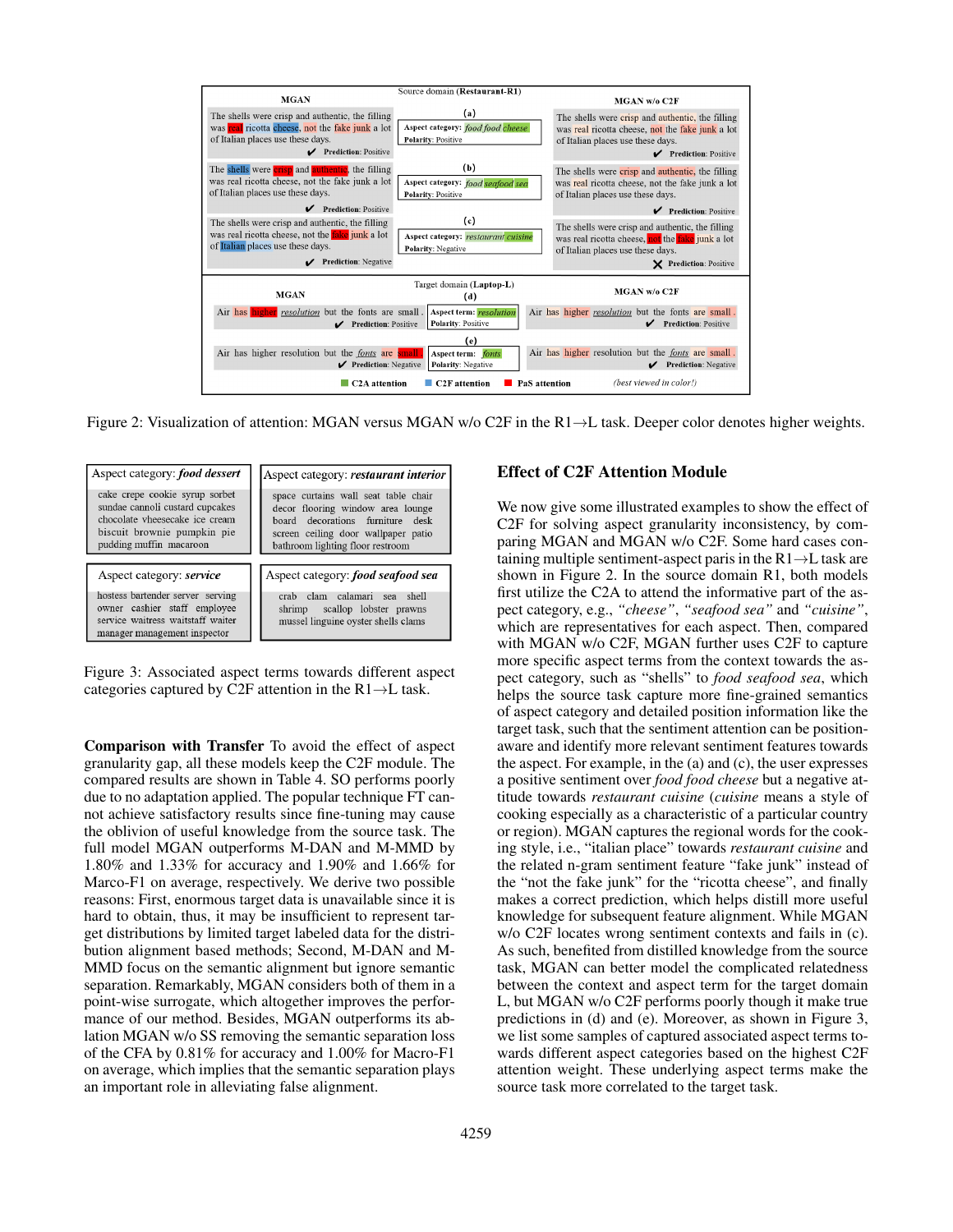| MGAN | Source domain (Restaurant-R1) | MGAN w/o C2F |
| --- | --- | --- |
| The shells were crisp and authentic, the filling was real ricotta cheese, not the fake junk a lot of Italian places use these days. ✔ Prediction: Positive | (a) Aspect category: *food food cheese* Polarity: Positive | The shells were crisp and authentic, the filling was real ricotta cheese, not the fake junk a lot of Italian places use these days. ✔ Prediction: Positive |
| The shells were crisp and authentic, the filling was real ricotta cheese, not the fake junk a lot of Italian places use these days. ✔ Prediction: Positive | (b) Aspect category: *food seafood sea* Polarity: Positive | The shells were crisp and authentic, the filling was real ricotta cheese, not the fake junk a lot of Italian places use these days. ✔ Prediction: Positive |
| The shells were crisp and authentic, the filling was real ricotta cheese, not the fake junk a lot of Italian places use these days. ✔ Prediction: Negative | (c) Aspect category: *restaurant cuisine* Polarity: Negative | The shells were crisp and authentic, the filling was real ricotta cheese, not the fake junk a lot of Italian places use these days. ✘ Prediction: Positive |

| MGAN | Target domain (Laptop-L) | MGAN w/o C2F |
| --- | --- | --- |
| Air has higher *resolution* but the fonts are small . ✔ Prediction: Positive | (d) Aspect term: *resolution* Polarity: Positive | Air has higher *resolution* but the fonts are small . ✔ Prediction: Positive |
| Air has higher resolution but the *fonts* are small . ✔ Prediction: Negative | (e) Aspect term: *fonts* Polarity: Negative | Air has higher resolution but the *fonts* are small . ✔ Prediction: Negative |

C2A attention | C2F attention | PaS attention (best viewed in color!)

Figure 2: Visualization of attention: MGAN versus MGAN w/o C2F in the R1→L task. Deeper color denotes higher weights.

| Aspect category: ***food dessert*** |
| --- |
| cake crepe cookie syrup sorbet sundae cannoli custard cupcakes chocolate vheesecake ice cream biscuit brownie pumpkin pie pudding muffin macaroon |

| Aspect category: ***restaurant interior*** |
| --- |
| space curtains wall seat table chair decor flooring window area lounge board decorations furniture desk screen ceiling door wallpaper patio bathroom lighting floor restroom |

| Aspect category: ***service*** |
| --- |
| hostess bartender server serving owner cashier staff employee service waitress waitstaff waiter manager management inspector |

| Aspect category: ***food seafood sea*** |
| --- |
| crab clam calamari sea shell shrimp scallop lobster prawns mussel linguine oyster shells clams |

Figure 3: Associated aspect terms towards different aspect categories captured by C2F attention in the R1→L task.

**Comparison with Transfer** To avoid the effect of aspect granularity gap, all these models keep the C2F module. The compared results are shown in Table 4. SO performs poorly due to no adaptation applied. The popular technique FT cannot achieve satisfactory results since fine-tuning may cause the oblivion of useful knowledge from the source task. The full model MGAN outperforms M-DAN and M-MMD by 1.80% and 1.33% for accuracy and 1.90% and 1.66% for Marco-F1 on average, respectively. We derive two possible reasons: First, enormous target data is unavailable since it is hard to obtain, thus, it may be insufficient to represent target distributions by limited target labeled data for the distribution alignment based methods; Second, M-DAN and M-MMD focus on the semantic alignment but ignore semantic separation. Remarkably, MGAN considers both of them in a point-wise surrogate, which altogether improves the performance of our method. Besides, MGAN outperforms its ablation MGAN w/o SS removing the semantic separation loss of the CFA by 0.81% for accuracy and 1.00% for Macro-F1 on average, which implies that the semantic separation plays an important role in alleviating false alignment.

## Effect of C2F Attention Module

We now give some illustrated examples to show the effect of C2F for solving aspect granularity inconsistency, by comparing MGAN and MGAN w/o C2F. Some hard cases containing multiple sentiment-aspect paris in the R1→L task are shown in Figure 2. In the source domain R1, both models first utilize the C2A to attend the informative part of the aspect category, e.g., *"cheese"*, *"seafood sea"* and *"cuisine"*, which are representatives for each aspect. Then, compared with MGAN w/o C2F, MGAN further uses C2F to capture more specific aspect terms from the context towards the aspect category, such as "shells" to *food seafood sea*, which helps the source task capture more fine-grained semantics of aspect category and detailed position information like the target task, such that the sentiment attention can be position-aware and identify more relevant sentiment features towards the aspect. For example, in the (a) and (c), the user expresses a positive sentiment over *food food cheese* but a negative attitude towards *restaurant cuisine* (*cuisine* means a style of cooking especially as a characteristic of a particular country or region). MGAN captures the regional words for the cooking style, i.e., "italian place" towards *restaurant cuisine* and the related n-gram sentiment feature "fake junk" instead of the "not the fake junk" for the "ricotta cheese", and finally makes a correct prediction, which helps distill more useful knowledge for subsequent feature alignment. While MGAN w/o C2F locates wrong sentiment contexts and fails in (c). As such, benefited from distilled knowledge from the source task, MGAN can better model the complicated relatedness between the context and aspect term for the target domain L, but MGAN w/o C2F performs poorly though it make true predictions in (d) and (e). Moreover, as shown in Figure 3, we list some samples of captured associated aspect terms towards different aspect categories based on the highest C2F attention weight. These underlying aspect terms make the source task more correlated to the target task.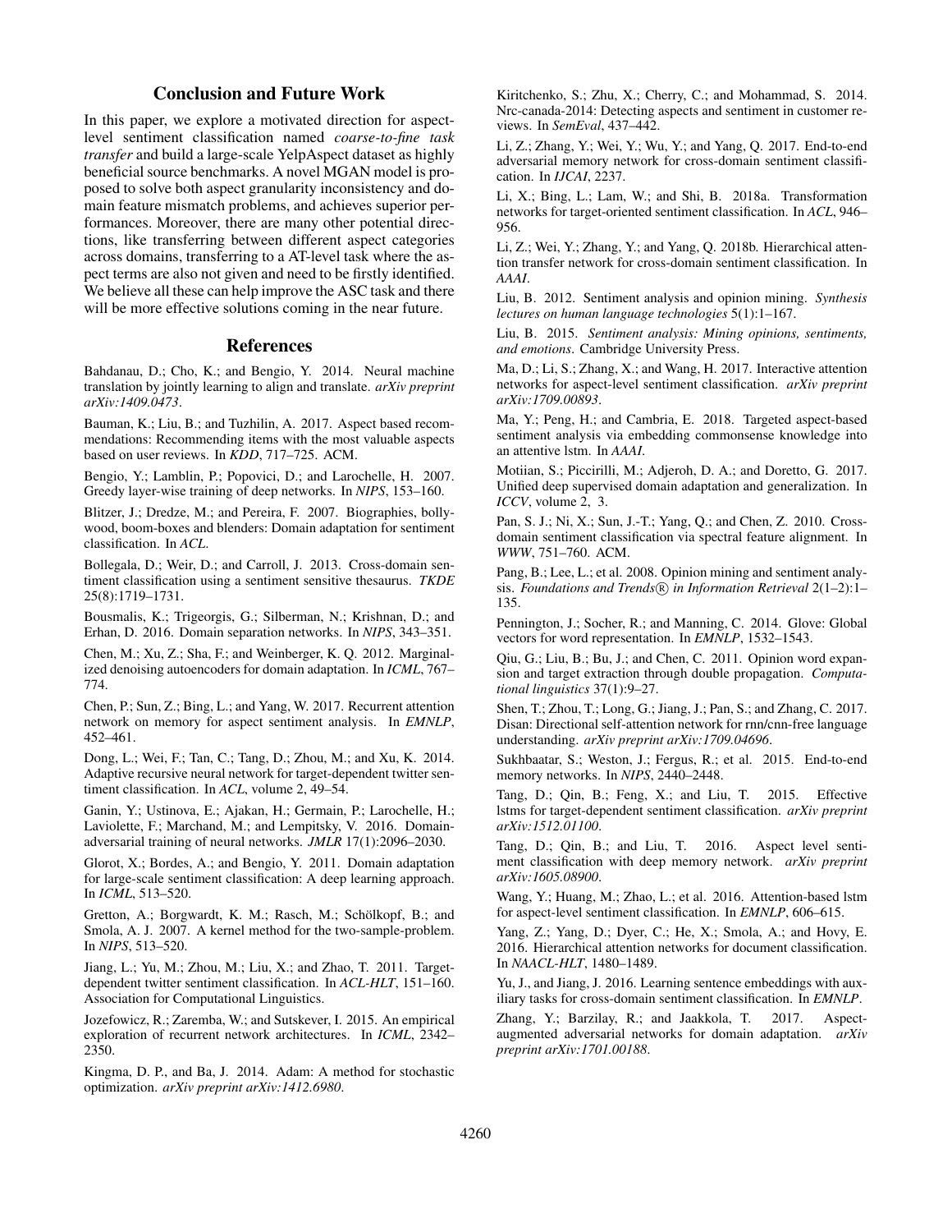## Conclusion and Future Work

In this paper, we explore a motivated direction for aspect-level sentiment classification named *coarse-to-fine task transfer* and build a large-scale YelpAspect dataset as highly beneficial source benchmarks. A novel MGAN model is proposed to solve both aspect granularity inconsistency and domain feature mismatch problems, and achieves superior performances. Moreover, there are many other potential directions, like transferring between different aspect categories across domains, transferring to a AT-level task where the aspect terms are also not given and need to be firstly identified. We believe all these can help improve the ASC task and there will be more effective solutions coming in the near future.

## References

Bahdanau, D.; Cho, K.; and Bengio, Y. 2014. Neural machine translation by jointly learning to align and translate. *arXiv preprint arXiv:1409.0473*.

Bauman, K.; Liu, B.; and Tuzhilin, A. 2017. Aspect based recommendations: Recommending items with the most valuable aspects based on user reviews. In *KDD*, 717–725. ACM.

Bengio, Y.; Lamblin, P.; Popovici, D.; and Larochelle, H. 2007. Greedy layer-wise training of deep networks. In *NIPS*, 153–160.

Blitzer, J.; Dredze, M.; and Pereira, F. 2007. Biographies, bollywood, boom-boxes and blenders: Domain adaptation for sentiment classification. In *ACL*.

Bollegala, D.; Weir, D.; and Carroll, J. 2013. Cross-domain sentiment classification using a sentiment sensitive thesaurus. *TKDE* 25(8):1719–1731.

Bousmalis, K.; Trigeorgis, G.; Silberman, N.; Krishnan, D.; and Erhan, D. 2016. Domain separation networks. In *NIPS*, 343–351.

Chen, M.; Xu, Z.; Sha, F.; and Weinberger, K. Q. 2012. Marginalized denoising autoencoders for domain adaptation. In *ICML*, 767–774.

Chen, P.; Sun, Z.; Bing, L.; and Yang, W. 2017. Recurrent attention network on memory for aspect sentiment analysis. In *EMNLP*, 452–461.

Dong, L.; Wei, F.; Tan, C.; Tang, D.; Zhou, M.; and Xu, K. 2014. Adaptive recursive neural network for target-dependent twitter sentiment classification. In *ACL*, volume 2, 49–54.

Ganin, Y.; Ustinova, E.; Ajakan, H.; Germain, P.; Larochelle, H.; Laviolette, F.; Marchand, M.; and Lempitsky, V. 2016. Domain-adversarial training of neural networks. *JMLR* 17(1):2096–2030.

Glorot, X.; Bordes, A.; and Bengio, Y. 2011. Domain adaptation for large-scale sentiment classification: A deep learning approach. In *ICML*, 513–520.

Gretton, A.; Borgwardt, K. M.; Rasch, M.; Schölkopf, B.; and Smola, A. J. 2007. A kernel method for the two-sample-problem. In *NIPS*, 513–520.

Jiang, L.; Yu, M.; Zhou, M.; Liu, X.; and Zhao, T. 2011. Target-dependent twitter sentiment classification. In *ACL-HLT*, 151–160. Association for Computational Linguistics.

Jozefowicz, R.; Zaremba, W.; and Sutskever, I. 2015. An empirical exploration of recurrent network architectures. In *ICML*, 2342–2350.

Kingma, D. P., and Ba, J. 2014. Adam: A method for stochastic optimization. *arXiv preprint arXiv:1412.6980*.

Kiritchenko, S.; Zhu, X.; Cherry, C.; and Mohammad, S. 2014. Nrc-canada-2014: Detecting aspects and sentiment in customer reviews. In *SemEval*, 437–442.

Li, Z.; Zhang, Y.; Wei, Y.; Wu, Y.; and Yang, Q. 2017. End-to-end adversarial memory network for cross-domain sentiment classification. In *IJCAI*, 2237.

Li, X.; Bing, L.; Lam, W.; and Shi, B. 2018a. Transformation networks for target-oriented sentiment classification. In *ACL*, 946–956.

Li, Z.; Wei, Y.; Zhang, Y.; and Yang, Q. 2018b. Hierarchical attention transfer network for cross-domain sentiment classification. In *AAAI*.

Liu, B. 2012. Sentiment analysis and opinion mining. *Synthesis lectures on human language technologies* 5(1):1–167.

Liu, B. 2015. *Sentiment analysis: Mining opinions, sentiments, and emotions*. Cambridge University Press.

Ma, D.; Li, S.; Zhang, X.; and Wang, H. 2017. Interactive attention networks for aspect-level sentiment classification. *arXiv preprint arXiv:1709.00893*.

Ma, Y.; Peng, H.; and Cambria, E. 2018. Targeted aspect-based sentiment analysis via embedding commonsense knowledge into an attentive lstm. In *AAAI*.

Motiian, S.; Piccirilli, M.; Adjeroh, D. A.; and Doretto, G. 2017. Unified deep supervised domain adaptation and generalization. In *ICCV*, volume 2, 3.

Pan, S. J.; Ni, X.; Sun, J.-T.; Yang, Q.; and Chen, Z. 2010. Cross-domain sentiment classification via spectral feature alignment. In *WWW*, 751–760. ACM.

Pang, B.; Lee, L.; et al. 2008. Opinion mining and sentiment analysis. *Foundations and Trends® in Information Retrieval* 2(1–2):1–135.

Pennington, J.; Socher, R.; and Manning, C. 2014. Glove: Global vectors for word representation. In *EMNLP*, 1532–1543.

Qiu, G.; Liu, B.; Bu, J.; and Chen, C. 2011. Opinion word expansion and target extraction through double propagation. *Computational linguistics* 37(1):9–27.

Shen, T.; Zhou, T.; Long, G.; Jiang, J.; Pan, S.; and Zhang, C. 2017. Disan: Directional self-attention network for rnn/cnn-free language understanding. *arXiv preprint arXiv:1709.04696*.

Sukhbaatar, S.; Weston, J.; Fergus, R.; et al. 2015. End-to-end memory networks. In *NIPS*, 2440–2448.

Tang, D.; Qin, B.; Feng, X.; and Liu, T. 2015. Effective lstms for target-dependent sentiment classification. *arXiv preprint arXiv:1512.01100*.

Tang, D.; Qin, B.; and Liu, T. 2016. Aspect level sentiment classification with deep memory network. *arXiv preprint arXiv:1605.08900*.

Wang, Y.; Huang, M.; Zhao, L.; et al. 2016. Attention-based lstm for aspect-level sentiment classification. In *EMNLP*, 606–615.

Yang, Z.; Yang, D.; Dyer, C.; He, X.; Smola, A.; and Hovy, E. 2016. Hierarchical attention networks for document classification. In *NAACL-HLT*, 1480–1489.

Yu, J., and Jiang, J. 2016. Learning sentence embeddings with auxiliary tasks for cross-domain sentiment classification. In *EMNLP*.

Zhang, Y.; Barzilay, R.; and Jaakkola, T. 2017. Aspect-augmented adversarial networks for domain adaptation. *arXiv preprint arXiv:1701.00188*.